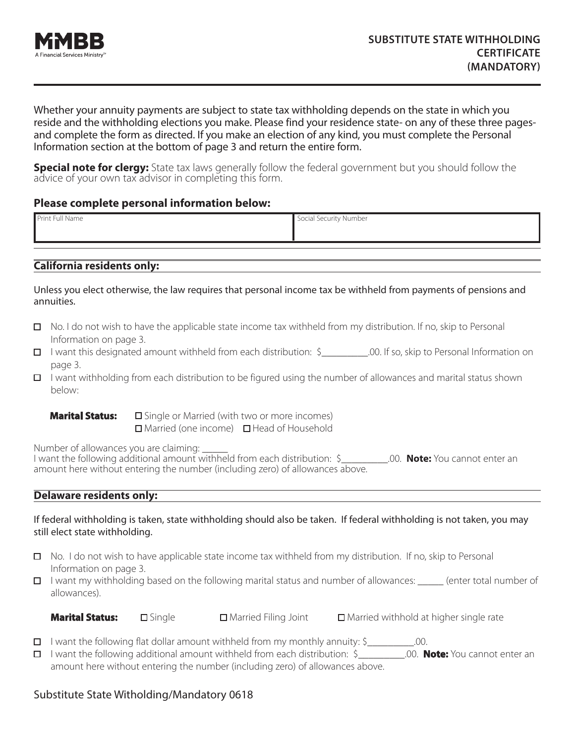MMBB
A Financial Services Ministry™

# SUBSTITUTE STATE WITHHOLDING CERTIFICATE (MANDATORY)

Whether your annuity payments are subject to state tax withholding depends on the state in which you reside and the withholding elections you make. Please find your residence state- on any of these three pages- and complete the form as directed. If you make an election of any kind, you must complete the Personal Information section at the bottom of page 3 and return the entire form.

**Special note for clergy:** State tax laws generally follow the federal government but you should follow the advice of your own tax advisor in completing this form.

### Please complete personal information below:

| Print Full Name | Social Security Number |
|---|---|
| | |

## California residents only:

Unless you elect otherwise, the law requires that personal income tax be withheld from payments of pensions and annuities.

- ☐ No. I do not wish to have the applicable state income tax withheld from my distribution. If no, skip to Personal Information on page 3.
- ☐ I want this designated amount withheld from each distribution: $__________.00. If so, skip to Personal Information on page 3.
- ☐ I want withholding from each distribution to be figured using the number of allowances and marital status shown below:

**Marital Status:** ☐ Single or Married (with two or more incomes) ☐ Married (one income) ☐ Head of Household

Number of allowances you are claiming: ______
I want the following additional amount withheld from each distribution: $__________.00. **Note:** You cannot enter an amount here without entering the number (including zero) of allowances above.

## Delaware residents only:

If federal withholding is taken, state withholding should also be taken. If federal withholding is not taken, you may still elect state withholding.

- ☐ No. I do not wish to have applicable state income tax withheld from my distribution. If no, skip to Personal Information on page 3.
- ☐ I want my withholding based on the following marital status and number of allowances: ______ (enter total number of allowances).

**Marital Status:** ☐ Single ☐ Married Filing Joint ☐ Married withhold at higher single rate

- ☐ I want the following flat dollar amount withheld from my monthly annuity: $__________.00.
- ☐ I want the following additional amount withheld from each distribution: $__________.00. **Note:** You cannot enter an amount here without entering the number (including zero) of allowances above.

Substitute State Witholding/Mandatory 0618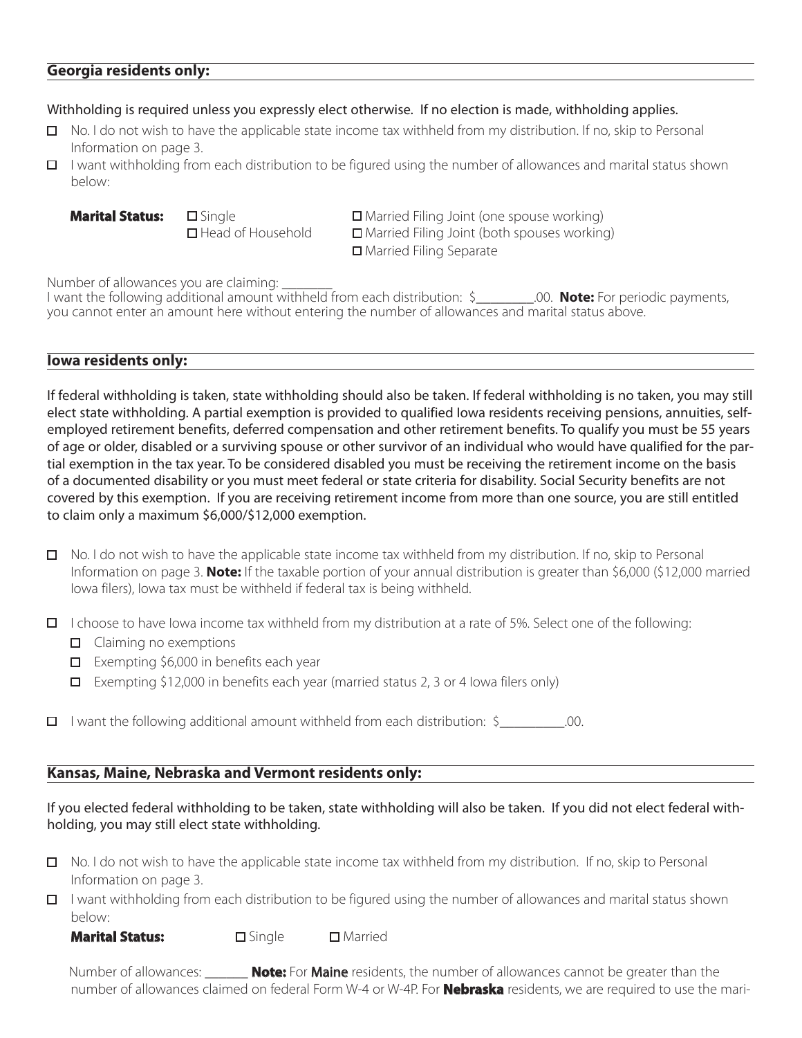## Georgia residents only:

Withholding is required unless you expressly elect otherwise. If no election is made, withholding applies.

- ☐ No. I do not wish to have the applicable state income tax withheld from my distribution. If no, skip to Personal Information on page 3.
- ☐ I want withholding from each distribution to be figured using the number of allowances and marital status shown below:

**Marital Status:** ☐ Single ☐ Head of Household ☐ Married Filing Joint (one spouse working) ☐ Married Filing Joint (both spouses working) ☐ Married Filing Separate

Number of allowances you are claiming: ________
I want the following additional amount withheld from each distribution: $_________.00. **Note:** For periodic payments, you cannot enter an amount here without entering the number of allowances and marital status above.

## Iowa residents only:

If federal withholding is taken, state withholding should also be taken. If federal withholding is no taken, you may still elect state withholding. A partial exemption is provided to qualified Iowa residents receiving pensions, annuities, self-employed retirement benefits, deferred compensation and other retirement benefits. To qualify you must be 55 years of age or older, disabled or a surviving spouse or other survivor of an individual who would have qualified for the partial exemption in the tax year. To be considered disabled you must be receiving the retirement income on the basis of a documented disability or you must meet federal or state criteria for disability. Social Security benefits are not covered by this exemption. If you are receiving retirement income from more than one source, you are still entitled to claim only a maximum $6,000/$12,000 exemption.

- ☐ No. I do not wish to have the applicable state income tax withheld from my distribution. If no, skip to Personal Information on page 3. **Note:** If the taxable portion of your annual distribution is greater than $6,000 ($12,000 married Iowa filers), Iowa tax must be withheld if federal tax is being withheld.
- ☐ I choose to have Iowa income tax withheld from my distribution at a rate of 5%. Select one of the following:
  - ☐ Claiming no exemptions
  - ☐ Exempting $6,000 in benefits each year
  - ☐ Exempting $12,000 in benefits each year (married status 2, 3 or 4 Iowa filers only)
- ☐ I want the following additional amount withheld from each distribution: $__________.00.

## Kansas, Maine, Nebraska and Vermont residents only:

If you elected federal withholding to be taken, state withholding will also be taken. If you did not elect federal withholding, you may still elect state withholding.

- ☐ No. I do not wish to have the applicable state income tax withheld from my distribution. If no, skip to Personal Information on page 3.
- ☐ I want withholding from each distribution to be figured using the number of allowances and marital status shown below:

**Marital Status:** ☐ Single ☐ Married

Number of allowances: _______ **Note:** For **Maine** residents, the number of allowances cannot be greater than the number of allowances claimed on federal Form W-4 or W-4P. For **Nebraska** residents, we are required to use the mari-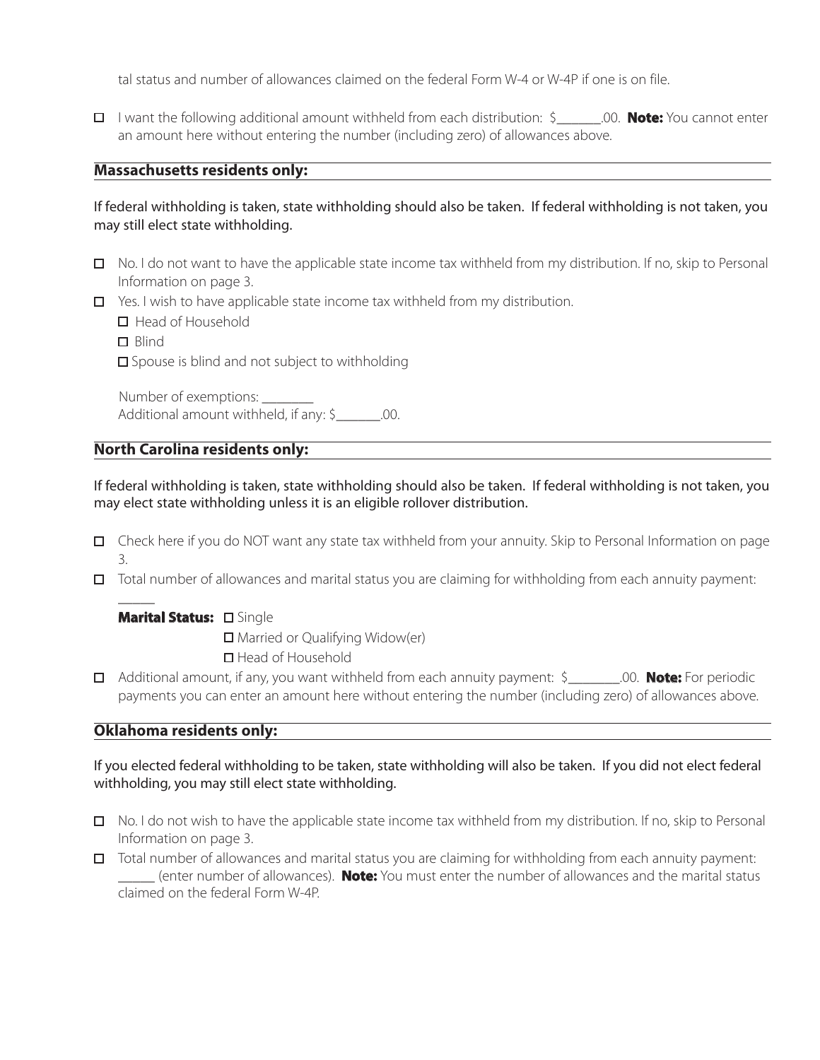tal status and number of allowances claimed on the federal Form W-4 or W-4P if one is on file.

- ☐ I want the following additional amount withheld from each distribution: $_______.00. **Note:** You cannot enter an amount here without entering the number (including zero) of allowances above.

## Massachusetts residents only:

If federal withholding is taken, state withholding should also be taken. If federal withholding is not taken, you may still elect state withholding.

- ☐ No. I do not want to have the applicable state income tax withheld from my distribution. If no, skip to Personal Information on page 3.
- ☐ Yes. I wish to have applicable state income tax withheld from my distribution.
  - ☐ Head of Household
  - ☐ Blind
  - ☐ Spouse is blind and not subject to withholding

  Number of exemptions: ________
  Additional amount withheld, if any: $_______.00.

## North Carolina residents only:

If federal withholding is taken, state withholding should also be taken. If federal withholding is not taken, you may elect state withholding unless it is an eligible rollover distribution.

- ☐ Check here if you do NOT want any state tax withheld from your annuity. Skip to Personal Information on page 3.
- ☐ Total number of allowances and marital status you are claiming for withholding from each annuity payment: ______

  **Marital Status:** ☐ Single
  ☐ Married or Qualifying Widow(er)
  ☐ Head of Household
- ☐ Additional amount, if any, you want withheld from each annuity payment: $________.00. **Note:** For periodic payments you can enter an amount here without entering the number (including zero) of allowances above.

## Oklahoma residents only:

If you elected federal withholding to be taken, state withholding will also be taken. If you did not elect federal withholding, you may still elect state withholding.

- ☐ No. I do not wish to have the applicable state income tax withheld from my distribution. If no, skip to Personal Information on page 3.
- ☐ Total number of allowances and marital status you are claiming for withholding from each annuity payment: ______ (enter number of allowances). **Note:** You must enter the number of allowances and the marital status claimed on the federal Form W-4P.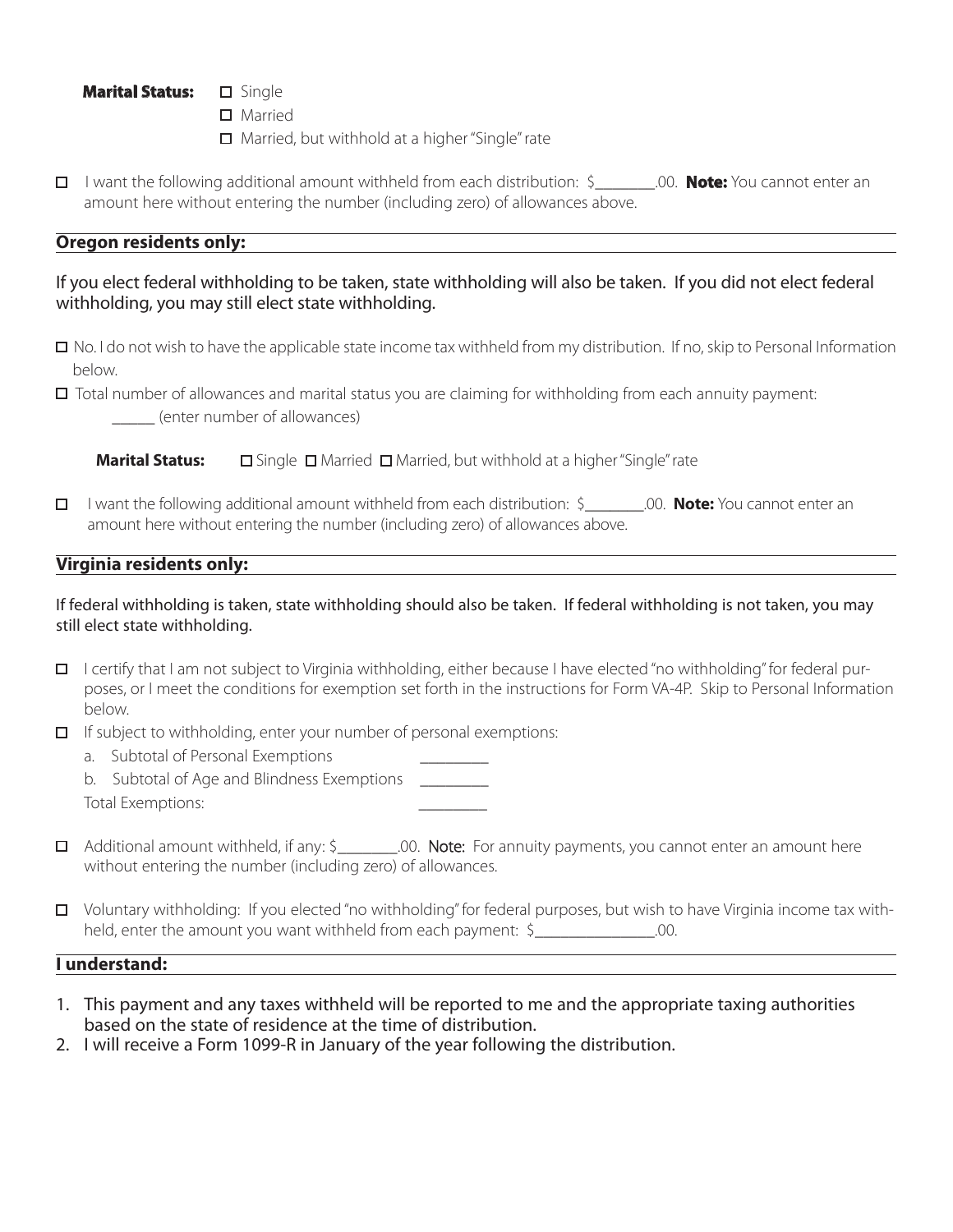**Marital Status:** ☐ Single
☐ Married
☐ Married, but withhold at a higher "Single" rate

☐ I want the following additional amount withheld from each distribution: $________.00. **Note:** You cannot enter an amount here without entering the number (including zero) of allowances above.

## Oregon residents only:

If you elect federal withholding to be taken, state withholding will also be taken. If you did not elect federal withholding, you may still elect state withholding.

☐ No. I do not wish to have the applicable state income tax withheld from my distribution. If no, skip to Personal Information below.

☐ Total number of allowances and marital status you are claiming for withholding from each annuity payment: ______ (enter number of allowances)

**Marital Status:** ☐ Single ☐ Married ☐ Married, but withhold at a higher "Single" rate

☐ I want the following additional amount withheld from each distribution: $________.00. **Note:** You cannot enter an amount here without entering the number (including zero) of allowances above.

## Virginia residents only:

If federal withholding is taken, state withholding should also be taken. If federal withholding is not taken, you may still elect state withholding.

☐ I certify that I am not subject to Virginia withholding, either because I have elected "no withholding" for federal purposes, or I meet the conditions for exemption set forth in the instructions for Form VA-4P. Skip to Personal Information below.

☐ If subject to withholding, enter your number of personal exemptions:

a. Subtotal of Personal Exemptions _________

b. Subtotal of Age and Blindness Exemptions _________

Total Exemptions: _________

☐ Additional amount withheld, if any: $________.00. **Note:** For annuity payments, you cannot enter an amount here without entering the number (including zero) of allowances.

☐ Voluntary withholding: If you elected "no withholding" for federal purposes, but wish to have Virginia income tax withheld, enter the amount you want withheld from each payment: $________________.00.

## I understand:

1. This payment and any taxes withheld will be reported to me and the appropriate taxing authorities based on the state of residence at the time of distribution.
2. I will receive a Form 1099-R in January of the year following the distribution.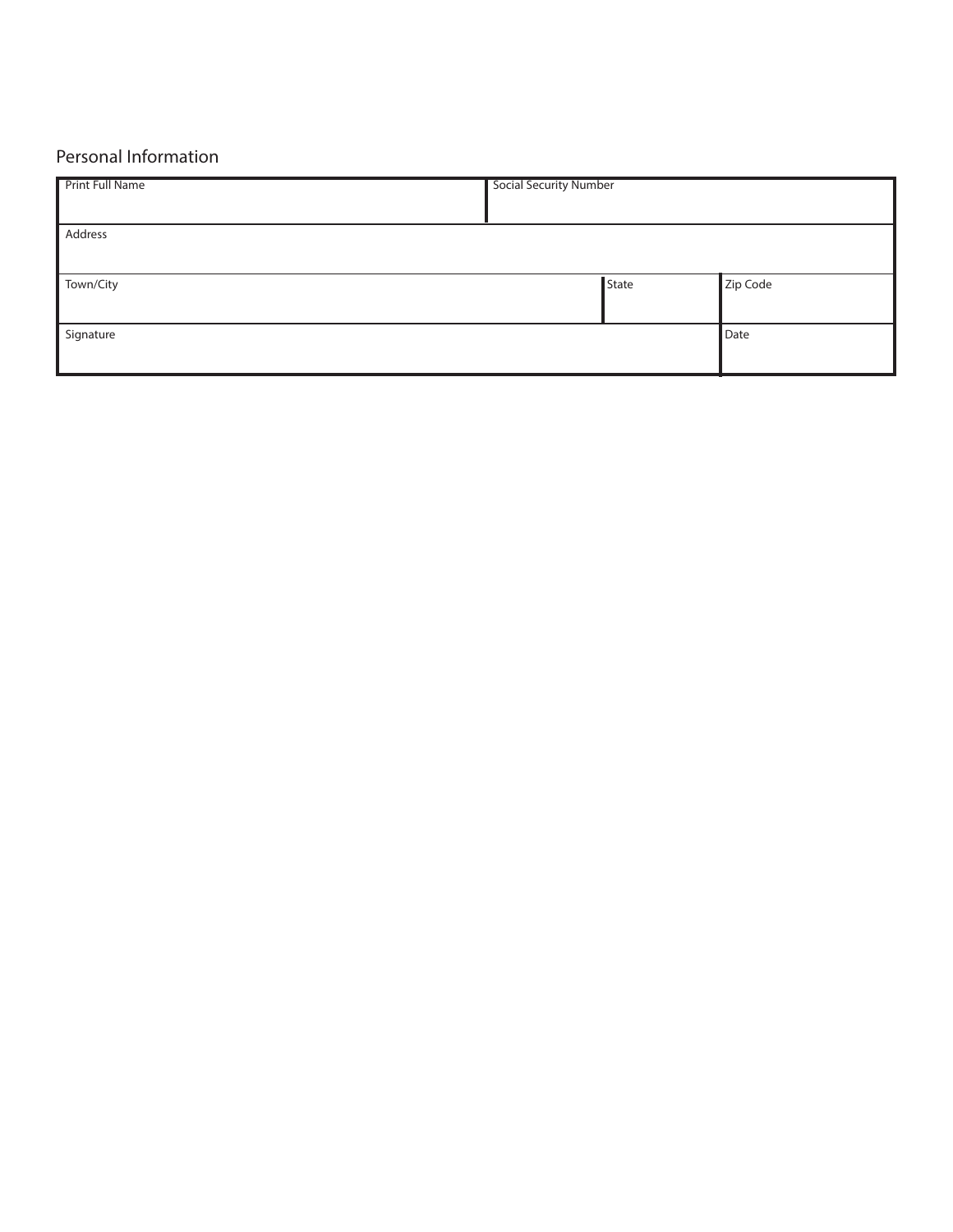## Personal Information

| | | | |
|---|---|---|---|
| Print Full Name | | Social Security Number | |
| Address | | | |
| Town/City | | State | Zip Code |
| Signature | | | Date |